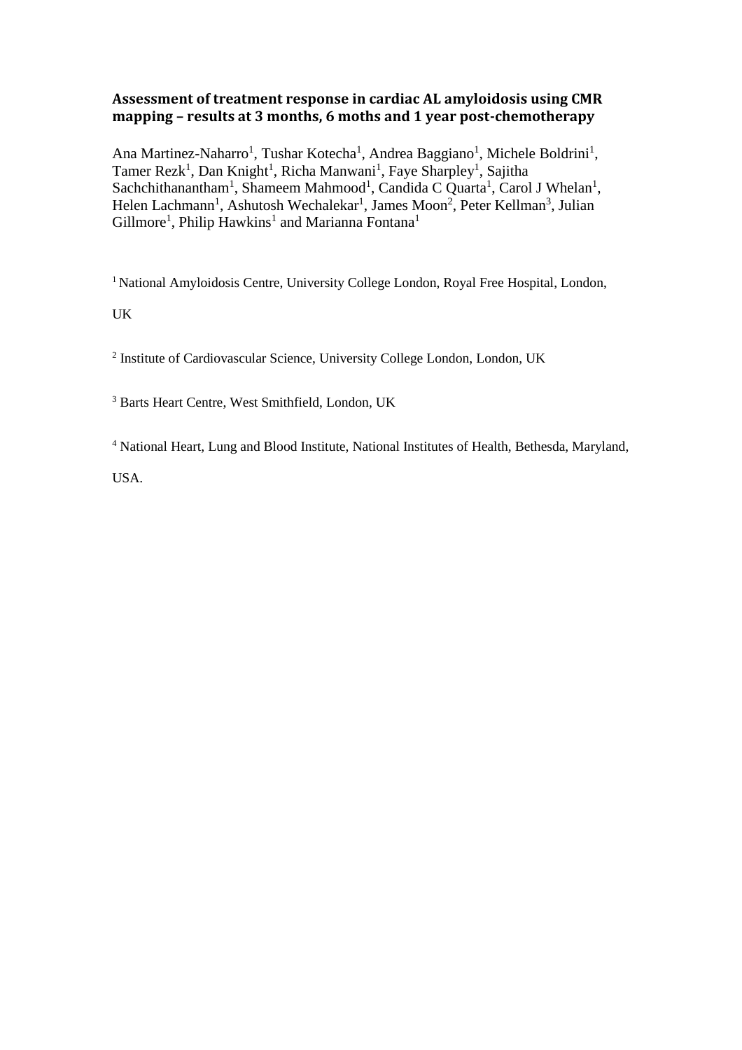# Assessment of treatment response in cardiac AL amyloidosis using CMR mapping – results at 3 months, 6 moths and 1 year post-chemotherapy

Ana Martinez-Naharro[1], Tushar Kotecha[1], Andrea Baggiano[1], Michele Boldrini[1], Tamer Rezk[1], Dan Knight[1], Richa Manwani[1], Faye Sharpley[1], Sajitha Sachchithanantham[1], Shameem Mahmood[1], Candida C Quarta[1], Carol J Whelan[1], Helen Lachmann[1], Ashutosh Wechalekar[1], James Moon[2], Peter Kellman[3], Julian Gillmore[1], Philip Hawkins[1] and Marianna Fontana[1]

[1] National Amyloidosis Centre, University College London, Royal Free Hospital, London, UK

[2] Institute of Cardiovascular Science, University College London, London, UK

[3] Barts Heart Centre, West Smithfield, London, UK

[4] National Heart, Lung and Blood Institute, National Institutes of Health, Bethesda, Maryland, USA.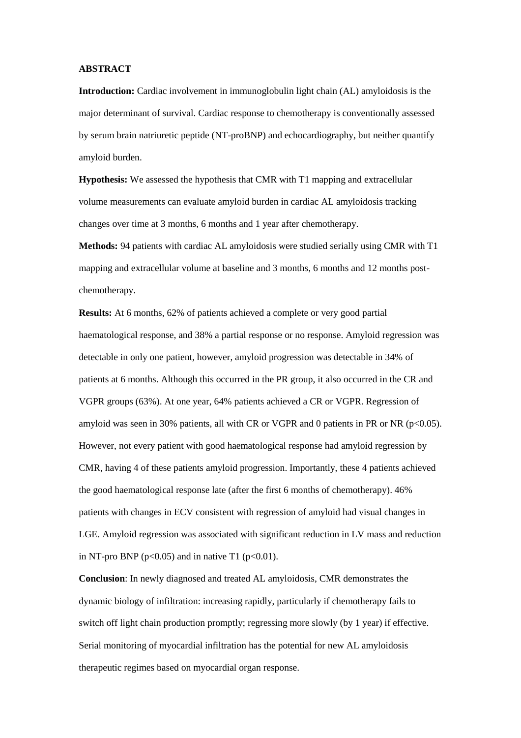**ABSTRACT**

**Introduction:** Cardiac involvement in immunoglobulin light chain (AL) amyloidosis is the major determinant of survival. Cardiac response to chemotherapy is conventionally assessed by serum brain natriuretic peptide (NT-proBNP) and echocardiography, but neither quantify amyloid burden.

**Hypothesis:** We assessed the hypothesis that CMR with T1 mapping and extracellular volume measurements can evaluate amyloid burden in cardiac AL amyloidosis tracking changes over time at 3 months, 6 months and 1 year after chemotherapy.

**Methods:** 94 patients with cardiac AL amyloidosis were studied serially using CMR with T1 mapping and extracellular volume at baseline and 3 months, 6 months and 12 months post-chemotherapy.

**Results:** At 6 months, 62% of patients achieved a complete or very good partial haematological response, and 38% a partial response or no response. Amyloid regression was detectable in only one patient, however, amyloid progression was detectable in 34% of patients at 6 months. Although this occurred in the PR group, it also occurred in the CR and VGPR groups (63%). At one year, 64% patients achieved a CR or VGPR. Regression of amyloid was seen in 30% patients, all with CR or VGPR and 0 patients in PR or NR ($p<0.05$). However, not every patient with good haematological response had amyloid regression by CMR, having 4 of these patients amyloid progression. Importantly, these 4 patients achieved the good haematological response late (after the first 6 months of chemotherapy). 46% patients with changes in ECV consistent with regression of amyloid had visual changes in LGE. Amyloid regression was associated with significant reduction in LV mass and reduction in NT-pro BNP ($p<0.05$) and in native T1 ($p<0.01$).

**Conclusion**: In newly diagnosed and treated AL amyloidosis, CMR demonstrates the dynamic biology of infiltration: increasing rapidly, particularly if chemotherapy fails to switch off light chain production promptly; regressing more slowly (by 1 year) if effective. Serial monitoring of myocardial infiltration has the potential for new AL amyloidosis therapeutic regimes based on myocardial organ response.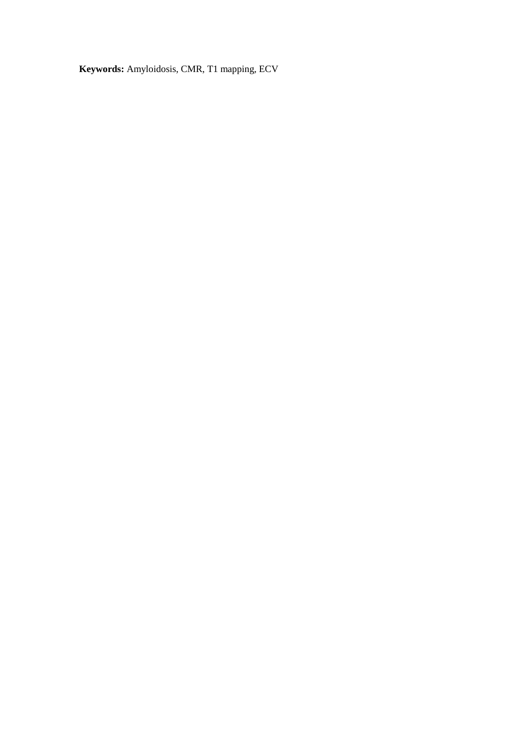**Keywords:** Amyloidosis, CMR, T1 mapping, ECV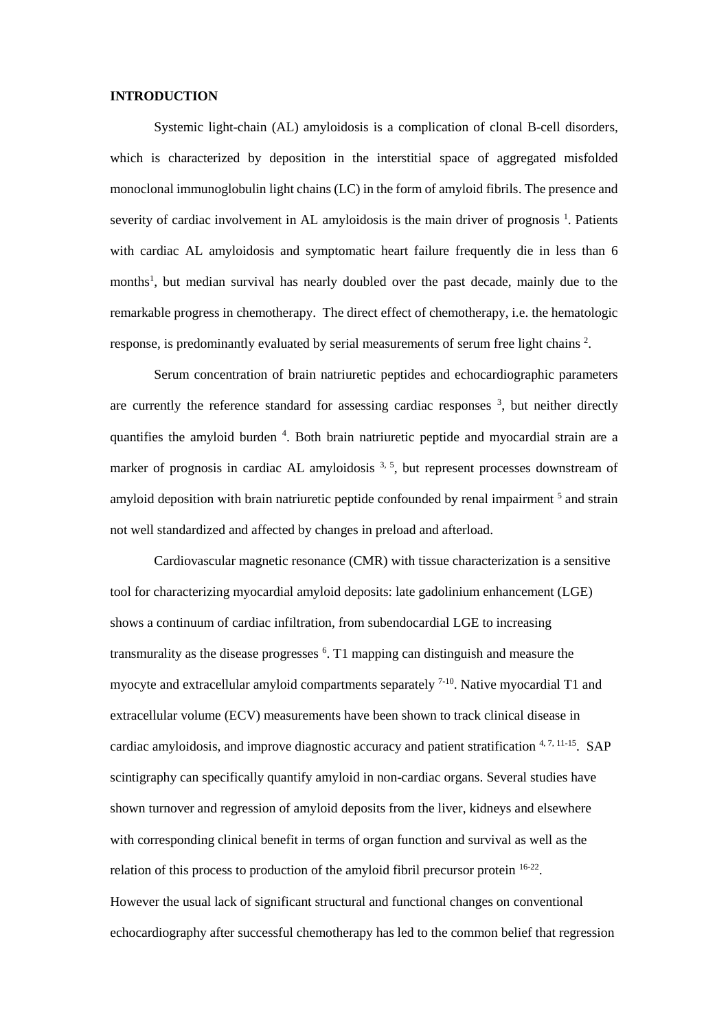## INTRODUCTION

Systemic light-chain (AL) amyloidosis is a complication of clonal B-cell disorders, which is characterized by deposition in the interstitial space of aggregated misfolded monoclonal immunoglobulin light chains (LC) in the form of amyloid fibrils. The presence and severity of cardiac involvement in AL amyloidosis is the main driver of prognosis [1]. Patients with cardiac AL amyloidosis and symptomatic heart failure frequently die in less than 6 months[1], but median survival has nearly doubled over the past decade, mainly due to the remarkable progress in chemotherapy. The direct effect of chemotherapy, i.e. the hematologic response, is predominantly evaluated by serial measurements of serum free light chains [2].

Serum concentration of brain natriuretic peptides and echocardiographic parameters are currently the reference standard for assessing cardiac responses [3], but neither directly quantifies the amyloid burden [4]. Both brain natriuretic peptide and myocardial strain are a marker of prognosis in cardiac AL amyloidosis [3, 5], but represent processes downstream of amyloid deposition with brain natriuretic peptide confounded by renal impairment [5] and strain not well standardized and affected by changes in preload and afterload.

Cardiovascular magnetic resonance (CMR) with tissue characterization is a sensitive tool for characterizing myocardial amyloid deposits: late gadolinium enhancement (LGE) shows a continuum of cardiac infiltration, from subendocardial LGE to increasing transmurality as the disease progresses [6]. T1 mapping can distinguish and measure the myocyte and extracellular amyloid compartments separately [7-10]. Native myocardial T1 and extracellular volume (ECV) measurements have been shown to track clinical disease in cardiac amyloidosis, and improve diagnostic accuracy and patient stratification [4, 7, 11-15]. SAP scintigraphy can specifically quantify amyloid in non-cardiac organs. Several studies have shown turnover and regression of amyloid deposits from the liver, kidneys and elsewhere with corresponding clinical benefit in terms of organ function and survival as well as the relation of this process to production of the amyloid fibril precursor protein [16-22]. However the usual lack of significant structural and functional changes on conventional echocardiography after successful chemotherapy has led to the common belief that regression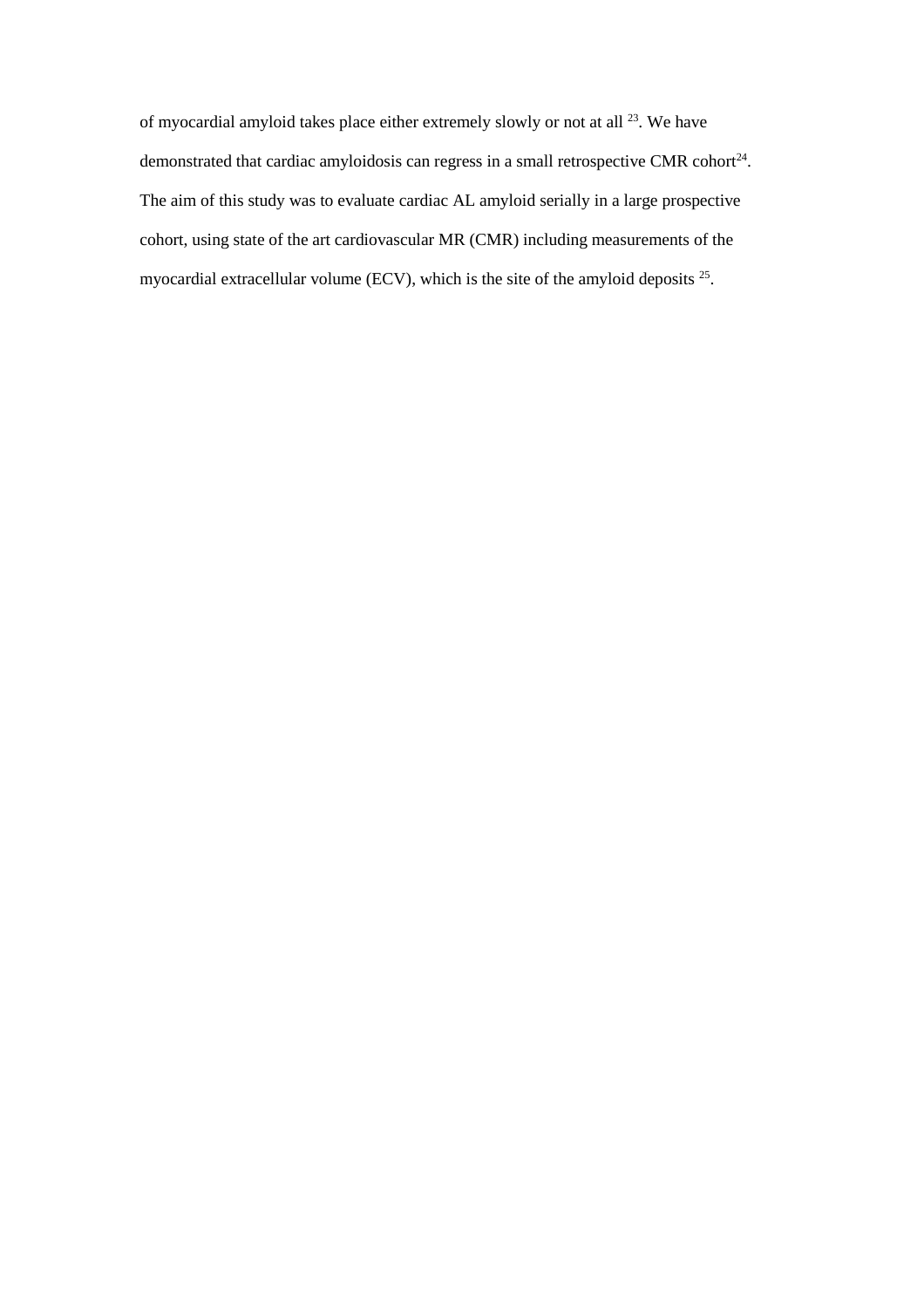of myocardial amyloid takes place either extremely slowly or not at all [23]. We have demonstrated that cardiac amyloidosis can regress in a small retrospective CMR cohort[24]. The aim of this study was to evaluate cardiac AL amyloid serially in a large prospective cohort, using state of the art cardiovascular MR (CMR) including measurements of the myocardial extracellular volume (ECV), which is the site of the amyloid deposits [25].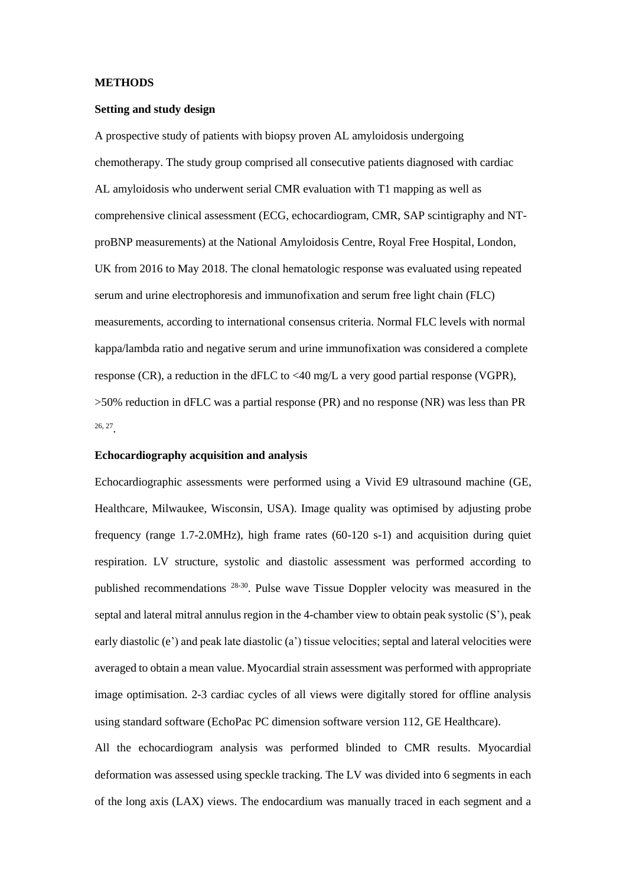**METHODS**

**Setting and study design**

A prospective study of patients with biopsy proven AL amyloidosis undergoing chemotherapy. The study group comprised all consecutive patients diagnosed with cardiac AL amyloidosis who underwent serial CMR evaluation with T1 mapping as well as comprehensive clinical assessment (ECG, echocardiogram, CMR, SAP scintigraphy and NT-proBNP measurements) at the National Amyloidosis Centre, Royal Free Hospital, London, UK from 2016 to May 2018. The clonal hematologic response was evaluated using repeated serum and urine electrophoresis and immunofixation and serum free light chain (FLC) measurements, according to international consensus criteria. Normal FLC levels with normal kappa/lambda ratio and negative serum and urine immunofixation was considered a complete response (CR), a reduction in the dFLC to <40 mg/L a very good partial response (VGPR), >50% reduction in dFLC was a partial response (PR) and no response (NR) was less than PR [26, 27].

**Echocardiography acquisition and analysis**

Echocardiographic assessments were performed using a Vivid E9 ultrasound machine (GE, Healthcare, Milwaukee, Wisconsin, USA). Image quality was optimised by adjusting probe frequency (range 1.7-2.0MHz), high frame rates (60-120 $s^{-1}$) and acquisition during quiet respiration. LV structure, systolic and diastolic assessment was performed according to published recommendations [28-30]. Pulse wave Tissue Doppler velocity was measured in the septal and lateral mitral annulus region in the 4-chamber view to obtain peak systolic (S'), peak early diastolic (e') and peak late diastolic (a') tissue velocities; septal and lateral velocities were averaged to obtain a mean value. Myocardial strain assessment was performed with appropriate image optimisation. 2-3 cardiac cycles of all views were digitally stored for offline analysis using standard software (EchoPac PC dimension software version 112, GE Healthcare).

All the echocardiogram analysis was performed blinded to CMR results. Myocardial deformation was assessed using speckle tracking. The LV was divided into 6 segments in each of the long axis (LAX) views. The endocardium was manually traced in each segment and a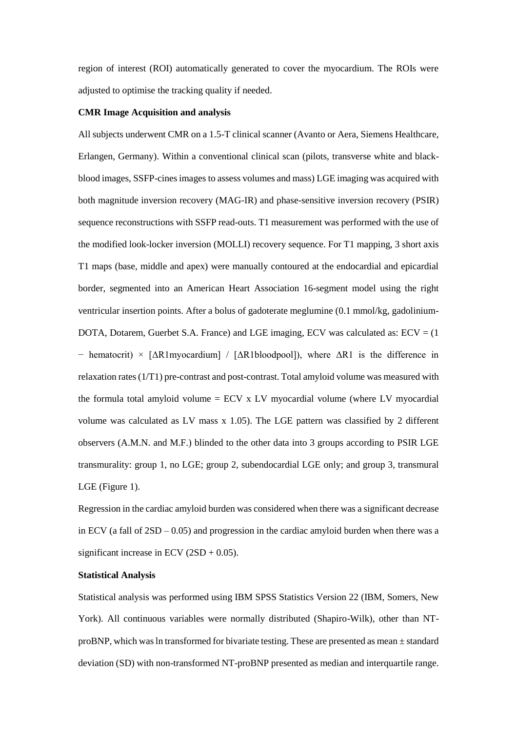region of interest (ROI) automatically generated to cover the myocardium. The ROIs were adjusted to optimise the tracking quality if needed.

**CMR Image Acquisition and analysis**

All subjects underwent CMR on a 1.5-T clinical scanner (Avanto or Aera, Siemens Healthcare, Erlangen, Germany). Within a conventional clinical scan (pilots, transverse white and black-blood images, SSFP-cines images to assess volumes and mass) LGE imaging was acquired with both magnitude inversion recovery (MAG-IR) and phase-sensitive inversion recovery (PSIR) sequence reconstructions with SSFP read-outs. T1 measurement was performed with the use of the modified look-locker inversion (MOLLI) recovery sequence. For T1 mapping, 3 short axis T1 maps (base, middle and apex) were manually contoured at the endocardial and epicardial border, segmented into an American Heart Association 16-segment model using the right ventricular insertion points. After a bolus of gadoterate meglumine (0.1 mmol/kg, gadolinium-DOTA, Dotarem, Guerbet S.A. France) and LGE imaging, ECV was calculated as: ECV = (1 − hematocrit) × [ΔR1myocardium] / [ΔR1bloodpool]), where ΔR1 is the difference in relaxation rates (1/T1) pre-contrast and post-contrast. Total amyloid volume was measured with the formula total amyloid volume = ECV x LV myocardial volume (where LV myocardial volume was calculated as LV mass x 1.05). The LGE pattern was classified by 2 different observers (A.M.N. and M.F.) blinded to the other data into 3 groups according to PSIR LGE transmurality: group 1, no LGE; group 2, subendocardial LGE only; and group 3, transmural LGE (Figure 1).

Regression in the cardiac amyloid burden was considered when there was a significant decrease in ECV (a fall of 2SD – 0.05) and progression in the cardiac amyloid burden when there was a significant increase in ECV (2SD + 0.05).

**Statistical Analysis**

Statistical analysis was performed using IBM SPSS Statistics Version 22 (IBM, Somers, New York). All continuous variables were normally distributed (Shapiro-Wilk), other than NT-proBNP, which was ln transformed for bivariate testing. These are presented as mean ± standard deviation (SD) with non-transformed NT-proBNP presented as median and interquartile range.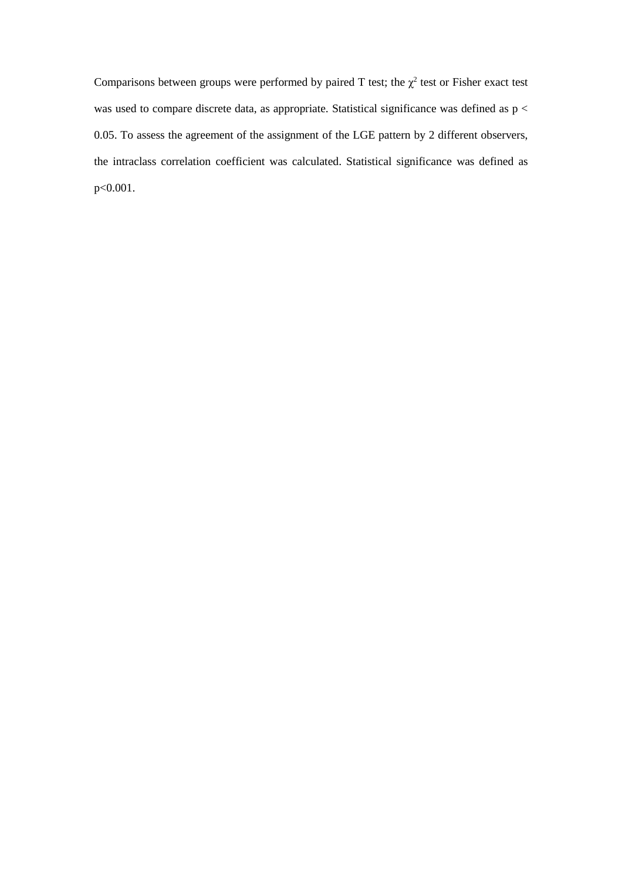Comparisons between groups were performed by paired T test; the $\chi^2$ test or Fisher exact test was used to compare discrete data, as appropriate. Statistical significance was defined as $p < 0.05$. To assess the agreement of the assignment of the LGE pattern by 2 different observers, the intraclass correlation coefficient was calculated. Statistical significance was defined as $p<0.001$.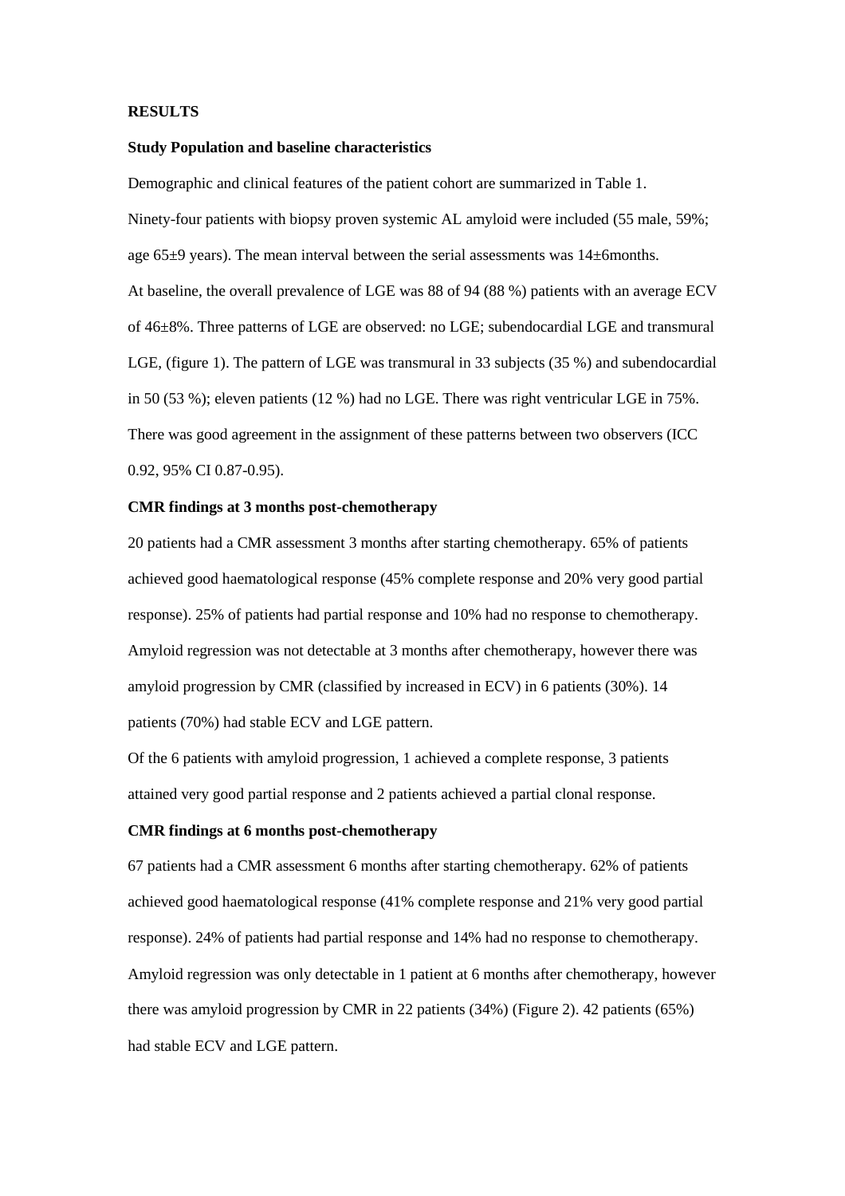**RESULTS**

**Study Population and baseline characteristics**

Demographic and clinical features of the patient cohort are summarized in Table 1.

Ninety-four patients with biopsy proven systemic AL amyloid were included (55 male, 59%; age 65±9 years). The mean interval between the serial assessments was 14±6months.

At baseline, the overall prevalence of LGE was 88 of 94 (88 %) patients with an average ECV of 46±8%. Three patterns of LGE are observed: no LGE; subendocardial LGE and transmural LGE, (figure 1). The pattern of LGE was transmural in 33 subjects (35 %) and subendocardial in 50 (53 %); eleven patients (12 %) had no LGE. There was right ventricular LGE in 75%. There was good agreement in the assignment of these patterns between two observers (ICC 0.92, 95% CI 0.87-0.95).

**CMR findings at 3 months post-chemotherapy**

20 patients had a CMR assessment 3 months after starting chemotherapy. 65% of patients achieved good haematological response (45% complete response and 20% very good partial response). 25% of patients had partial response and 10% had no response to chemotherapy. Amyloid regression was not detectable at 3 months after chemotherapy, however there was amyloid progression by CMR (classified by increased in ECV) in 6 patients (30%). 14 patients (70%) had stable ECV and LGE pattern.

Of the 6 patients with amyloid progression, 1 achieved a complete response, 3 patients attained very good partial response and 2 patients achieved a partial clonal response.

**CMR findings at 6 months post-chemotherapy**

67 patients had a CMR assessment 6 months after starting chemotherapy. 62% of patients achieved good haematological response (41% complete response and 21% very good partial response). 24% of patients had partial response and 14% had no response to chemotherapy. Amyloid regression was only detectable in 1 patient at 6 months after chemotherapy, however there was amyloid progression by CMR in 22 patients (34%) (Figure 2). 42 patients (65%) had stable ECV and LGE pattern.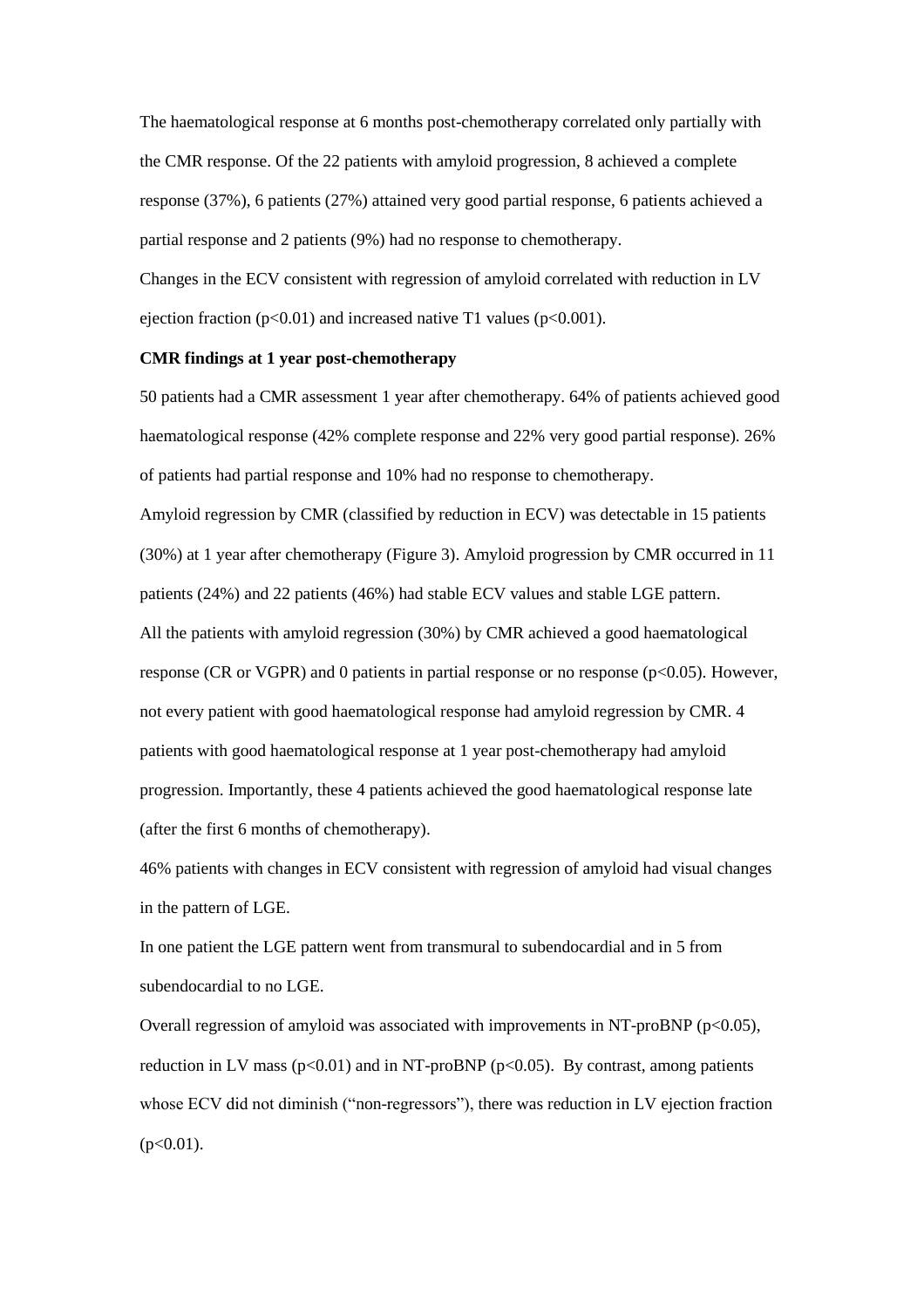The haematological response at 6 months post-chemotherapy correlated only partially with the CMR response. Of the 22 patients with amyloid progression, 8 achieved a complete response (37%), 6 patients (27%) attained very good partial response, 6 patients achieved a partial response and 2 patients (9%) had no response to chemotherapy.

Changes in the ECV consistent with regression of amyloid correlated with reduction in LV ejection fraction ($p<0.01$) and increased native T1 values ($p<0.001$).

**CMR findings at 1 year post-chemotherapy**

50 patients had a CMR assessment 1 year after chemotherapy. 64% of patients achieved good haematological response (42% complete response and 22% very good partial response). 26% of patients had partial response and 10% had no response to chemotherapy.

Amyloid regression by CMR (classified by reduction in ECV) was detectable in 15 patients (30%) at 1 year after chemotherapy (Figure 3). Amyloid progression by CMR occurred in 11 patients (24%) and 22 patients (46%) had stable ECV values and stable LGE pattern.

All the patients with amyloid regression (30%) by CMR achieved a good haematological response (CR or VGPR) and 0 patients in partial response or no response ($p<0.05$). However, not every patient with good haematological response had amyloid regression by CMR. 4 patients with good haematological response at 1 year post-chemotherapy had amyloid progression. Importantly, these 4 patients achieved the good haematological response late (after the first 6 months of chemotherapy).

46% patients with changes in ECV consistent with regression of amyloid had visual changes in the pattern of LGE.

In one patient the LGE pattern went from transmural to subendocardial and in 5 from subendocardial to no LGE.

Overall regression of amyloid was associated with improvements in NT-proBNP ($p<0.05$), reduction in LV mass ($p<0.01$) and in NT-proBNP ($p<0.05$). By contrast, among patients whose ECV did not diminish ("non-regressors"), there was reduction in LV ejection fraction ($p<0.01$).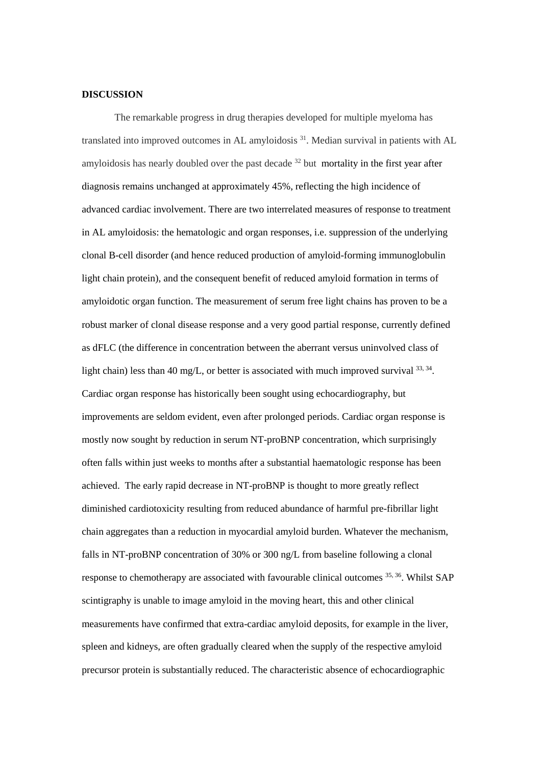**DISCUSSION**

The remarkable progress in drug therapies developed for multiple myeloma has translated into improved outcomes in AL amyloidosis [31]. Median survival in patients with AL amyloidosis has nearly doubled over the past decade [32] but mortality in the first year after diagnosis remains unchanged at approximately 45%, reflecting the high incidence of advanced cardiac involvement. There are two interrelated measures of response to treatment in AL amyloidosis: the hematologic and organ responses, i.e. suppression of the underlying clonal B-cell disorder (and hence reduced production of amyloid-forming immunoglobulin light chain protein), and the consequent benefit of reduced amyloid formation in terms of amyloidotic organ function. The measurement of serum free light chains has proven to be a robust marker of clonal disease response and a very good partial response, currently defined as dFLC (the difference in concentration between the aberrant versus uninvolved class of light chain) less than 40 mg/L, or better is associated with much improved survival [33, 34]. Cardiac organ response has historically been sought using echocardiography, but improvements are seldom evident, even after prolonged periods. Cardiac organ response is mostly now sought by reduction in serum NT-proBNP concentration, which surprisingly often falls within just weeks to months after a substantial haematologic response has been achieved. The early rapid decrease in NT-proBNP is thought to more greatly reflect diminished cardiotoxicity resulting from reduced abundance of harmful pre-fibrillar light chain aggregates than a reduction in myocardial amyloid burden. Whatever the mechanism, falls in NT-proBNP concentration of 30% or 300 ng/L from baseline following a clonal response to chemotherapy are associated with favourable clinical outcomes [35, 36]. Whilst SAP scintigraphy is unable to image amyloid in the moving heart, this and other clinical measurements have confirmed that extra-cardiac amyloid deposits, for example in the liver, spleen and kidneys, are often gradually cleared when the supply of the respective amyloid precursor protein is substantially reduced. The characteristic absence of echocardiographic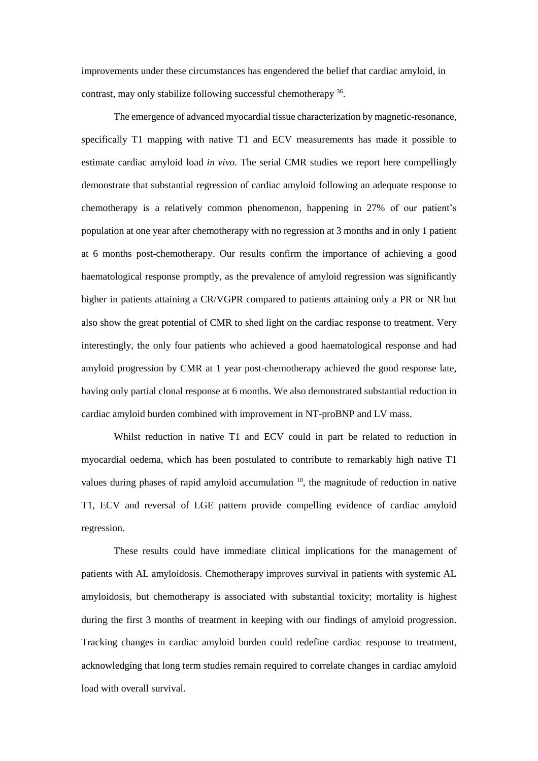improvements under these circumstances has engendered the belief that cardiac amyloid, in contrast, may only stabilize following successful chemotherapy [36].

The emergence of advanced myocardial tissue characterization by magnetic-resonance, specifically T1 mapping with native T1 and ECV measurements has made it possible to estimate cardiac amyloid load *in vivo*. The serial CMR studies we report here compellingly demonstrate that substantial regression of cardiac amyloid following an adequate response to chemotherapy is a relatively common phenomenon, happening in 27% of our patient's population at one year after chemotherapy with no regression at 3 months and in only 1 patient at 6 months post-chemotherapy. Our results confirm the importance of achieving a good haematological response promptly, as the prevalence of amyloid regression was significantly higher in patients attaining a CR/VGPR compared to patients attaining only a PR or NR but also show the great potential of CMR to shed light on the cardiac response to treatment. Very interestingly, the only four patients who achieved a good haematological response and had amyloid progression by CMR at 1 year post-chemotherapy achieved the good response late, having only partial clonal response at 6 months. We also demonstrated substantial reduction in cardiac amyloid burden combined with improvement in NT-proBNP and LV mass.

Whilst reduction in native T1 and ECV could in part be related to reduction in myocardial oedema, which has been postulated to contribute to remarkably high native T1 values during phases of rapid amyloid accumulation [10], the magnitude of reduction in native T1, ECV and reversal of LGE pattern provide compelling evidence of cardiac amyloid regression.

These results could have immediate clinical implications for the management of patients with AL amyloidosis. Chemotherapy improves survival in patients with systemic AL amyloidosis, but chemotherapy is associated with substantial toxicity; mortality is highest during the first 3 months of treatment in keeping with our findings of amyloid progression. Tracking changes in cardiac amyloid burden could redefine cardiac response to treatment, acknowledging that long term studies remain required to correlate changes in cardiac amyloid load with overall survival.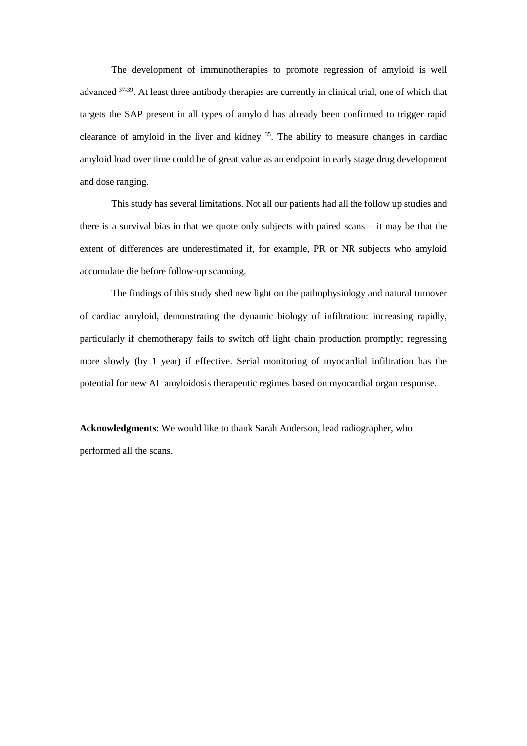The development of immunotherapies to promote regression of amyloid is well advanced [37-39]. At least three antibody therapies are currently in clinical trial, one of which that targets the SAP present in all types of amyloid has already been confirmed to trigger rapid clearance of amyloid in the liver and kidney [35]. The ability to measure changes in cardiac amyloid load over time could be of great value as an endpoint in early stage drug development and dose ranging.

This study has several limitations. Not all our patients had all the follow up studies and there is a survival bias in that we quote only subjects with paired scans – it may be that the extent of differences are underestimated if, for example, PR or NR subjects who amyloid accumulate die before follow-up scanning.

The findings of this study shed new light on the pathophysiology and natural turnover of cardiac amyloid, demonstrating the dynamic biology of infiltration: increasing rapidly, particularly if chemotherapy fails to switch off light chain production promptly; regressing more slowly (by 1 year) if effective. Serial monitoring of myocardial infiltration has the potential for new AL amyloidosis therapeutic regimes based on myocardial organ response.

**Acknowledgments**: We would like to thank Sarah Anderson, lead radiographer, who performed all the scans.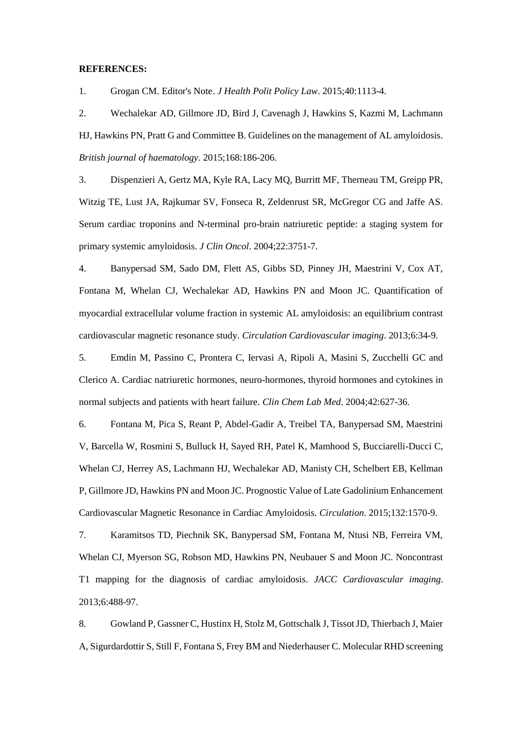**REFERENCES:**

1. Grogan CM. Editor's Note. *J Health Polit Policy Law*. 2015;40:1113-4.

2. Wechalekar AD, Gillmore JD, Bird J, Cavenagh J, Hawkins S, Kazmi M, Lachmann HJ, Hawkins PN, Pratt G and Committee B. Guidelines on the management of AL amyloidosis. *British journal of haematology*. 2015;168:186-206.

3. Dispenzieri A, Gertz MA, Kyle RA, Lacy MQ, Burritt MF, Therneau TM, Greipp PR, Witzig TE, Lust JA, Rajkumar SV, Fonseca R, Zeldenrust SR, McGregor CG and Jaffe AS. Serum cardiac troponins and N-terminal pro-brain natriuretic peptide: a staging system for primary systemic amyloidosis. *J Clin Oncol*. 2004;22:3751-7.

4. Banypersad SM, Sado DM, Flett AS, Gibbs SD, Pinney JH, Maestrini V, Cox AT, Fontana M, Whelan CJ, Wechalekar AD, Hawkins PN and Moon JC. Quantification of myocardial extracellular volume fraction in systemic AL amyloidosis: an equilibrium contrast cardiovascular magnetic resonance study. *Circulation Cardiovascular imaging*. 2013;6:34-9.

5. Emdin M, Passino C, Prontera C, Iervasi A, Ripoli A, Masini S, Zucchelli GC and Clerico A. Cardiac natriuretic hormones, neuro-hormones, thyroid hormones and cytokines in normal subjects and patients with heart failure. *Clin Chem Lab Med*. 2004;42:627-36.

6. Fontana M, Pica S, Reant P, Abdel-Gadir A, Treibel TA, Banypersad SM, Maestrini V, Barcella W, Rosmini S, Bulluck H, Sayed RH, Patel K, Mamhood S, Bucciarelli-Ducci C, Whelan CJ, Herrey AS, Lachmann HJ, Wechalekar AD, Manisty CH, Schelbert EB, Kellman P, Gillmore JD, Hawkins PN and Moon JC. Prognostic Value of Late Gadolinium Enhancement Cardiovascular Magnetic Resonance in Cardiac Amyloidosis. *Circulation*. 2015;132:1570-9.

7. Karamitsos TD, Piechnik SK, Banypersad SM, Fontana M, Ntusi NB, Ferreira VM, Whelan CJ, Myerson SG, Robson MD, Hawkins PN, Neubauer S and Moon JC. Noncontrast T1 mapping for the diagnosis of cardiac amyloidosis. *JACC Cardiovascular imaging*. 2013;6:488-97.

8. Gowland P, Gassner C, Hustinx H, Stolz M, Gottschalk J, Tissot JD, Thierbach J, Maier A, Sigurdardottir S, Still F, Fontana S, Frey BM and Niederhauser C. Molecular RHD screening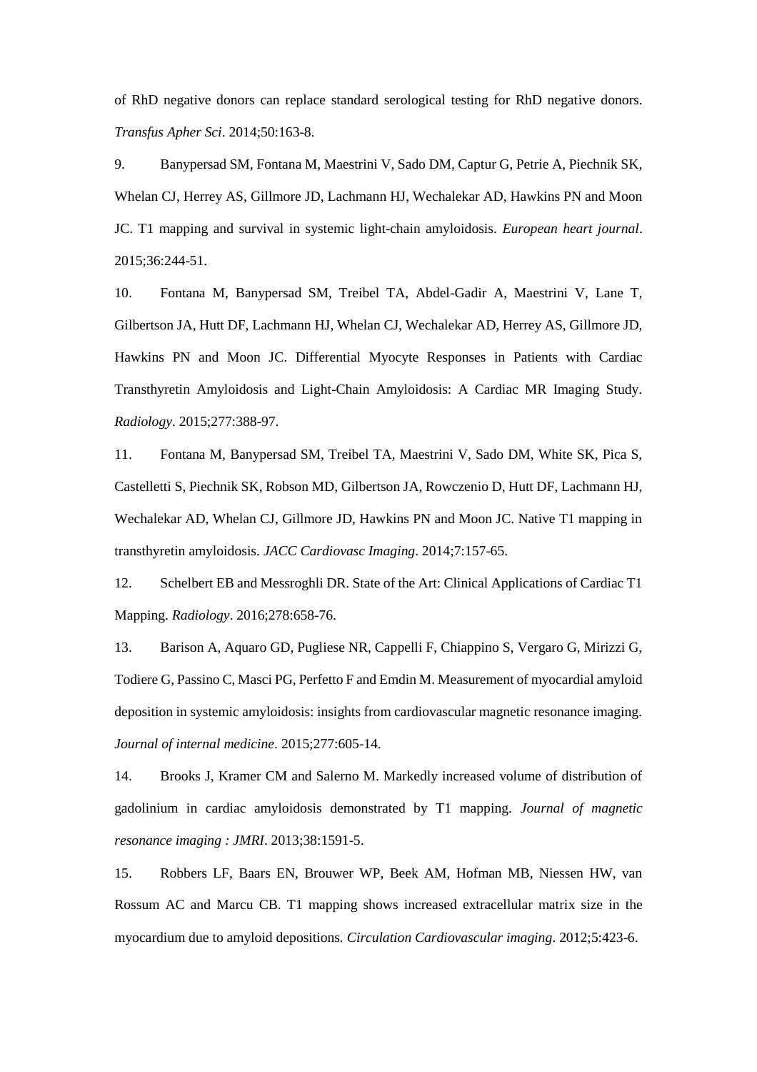of RhD negative donors can replace standard serological testing for RhD negative donors. *Transfus Apher Sci*. 2014;50:163-8.

9. Banypersad SM, Fontana M, Maestrini V, Sado DM, Captur G, Petrie A, Piechnik SK, Whelan CJ, Herrey AS, Gillmore JD, Lachmann HJ, Wechalekar AD, Hawkins PN and Moon JC. T1 mapping and survival in systemic light-chain amyloidosis. *European heart journal*. 2015;36:244-51.

10. Fontana M, Banypersad SM, Treibel TA, Abdel-Gadir A, Maestrini V, Lane T, Gilbertson JA, Hutt DF, Lachmann HJ, Whelan CJ, Wechalekar AD, Herrey AS, Gillmore JD, Hawkins PN and Moon JC. Differential Myocyte Responses in Patients with Cardiac Transthyretin Amyloidosis and Light-Chain Amyloidosis: A Cardiac MR Imaging Study. *Radiology*. 2015;277:388-97.

11. Fontana M, Banypersad SM, Treibel TA, Maestrini V, Sado DM, White SK, Pica S, Castelletti S, Piechnik SK, Robson MD, Gilbertson JA, Rowczenio D, Hutt DF, Lachmann HJ, Wechalekar AD, Whelan CJ, Gillmore JD, Hawkins PN and Moon JC. Native T1 mapping in transthyretin amyloidosis. *JACC Cardiovasc Imaging*. 2014;7:157-65.

12. Schelbert EB and Messroghli DR. State of the Art: Clinical Applications of Cardiac T1 Mapping. *Radiology*. 2016;278:658-76.

13. Barison A, Aquaro GD, Pugliese NR, Cappelli F, Chiappino S, Vergaro G, Mirizzi G, Todiere G, Passino C, Masci PG, Perfetto F and Emdin M. Measurement of myocardial amyloid deposition in systemic amyloidosis: insights from cardiovascular magnetic resonance imaging. *Journal of internal medicine*. 2015;277:605-14.

14. Brooks J, Kramer CM and Salerno M. Markedly increased volume of distribution of gadolinium in cardiac amyloidosis demonstrated by T1 mapping. *Journal of magnetic resonance imaging : JMRI*. 2013;38:1591-5.

15. Robbers LF, Baars EN, Brouwer WP, Beek AM, Hofman MB, Niessen HW, van Rossum AC and Marcu CB. T1 mapping shows increased extracellular matrix size in the myocardium due to amyloid depositions. *Circulation Cardiovascular imaging*. 2012;5:423-6.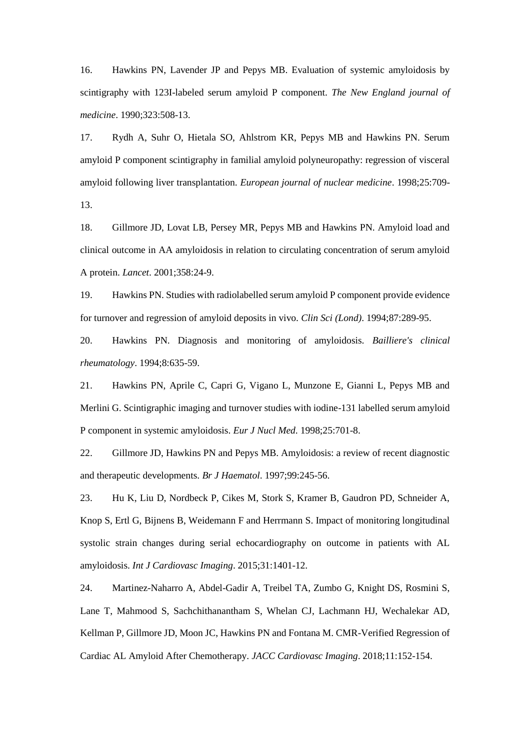16. Hawkins PN, Lavender JP and Pepys MB. Evaluation of systemic amyloidosis by scintigraphy with 123I-labeled serum amyloid P component. *The New England journal of medicine*. 1990;323:508-13.

17. Rydh A, Suhr O, Hietala SO, Ahlstrom KR, Pepys MB and Hawkins PN. Serum amyloid P component scintigraphy in familial amyloid polyneuropathy: regression of visceral amyloid following liver transplantation. *European journal of nuclear medicine*. 1998;25:709-13.

18. Gillmore JD, Lovat LB, Persey MR, Pepys MB and Hawkins PN. Amyloid load and clinical outcome in AA amyloidosis in relation to circulating concentration of serum amyloid A protein. *Lancet*. 2001;358:24-9.

19. Hawkins PN. Studies with radiolabelled serum amyloid P component provide evidence for turnover and regression of amyloid deposits in vivo. *Clin Sci (Lond)*. 1994;87:289-95.

20. Hawkins PN. Diagnosis and monitoring of amyloidosis. *Bailliere's clinical rheumatology*. 1994;8:635-59.

21. Hawkins PN, Aprile C, Capri G, Vigano L, Munzone E, Gianni L, Pepys MB and Merlini G. Scintigraphic imaging and turnover studies with iodine-131 labelled serum amyloid P component in systemic amyloidosis. *Eur J Nucl Med*. 1998;25:701-8.

22. Gillmore JD, Hawkins PN and Pepys MB. Amyloidosis: a review of recent diagnostic and therapeutic developments. *Br J Haematol*. 1997;99:245-56.

23. Hu K, Liu D, Nordbeck P, Cikes M, Stork S, Kramer B, Gaudron PD, Schneider A, Knop S, Ertl G, Bijnens B, Weidemann F and Herrmann S. Impact of monitoring longitudinal systolic strain changes during serial echocardiography on outcome in patients with AL amyloidosis. *Int J Cardiovasc Imaging*. 2015;31:1401-12.

24. Martinez-Naharro A, Abdel-Gadir A, Treibel TA, Zumbo G, Knight DS, Rosmini S, Lane T, Mahmood S, Sachchithanantham S, Whelan CJ, Lachmann HJ, Wechalekar AD, Kellman P, Gillmore JD, Moon JC, Hawkins PN and Fontana M. CMR-Verified Regression of Cardiac AL Amyloid After Chemotherapy. *JACC Cardiovasc Imaging*. 2018;11:152-154.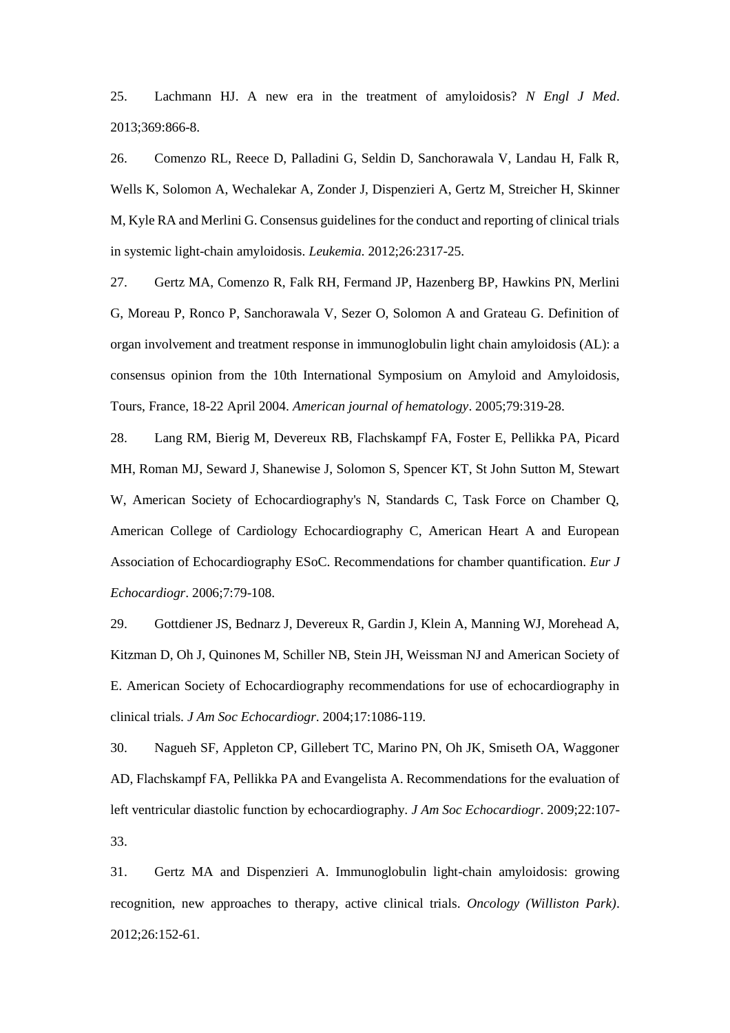25. Lachmann HJ. A new era in the treatment of amyloidosis? *N Engl J Med*. 2013;369:866-8.

26. Comenzo RL, Reece D, Palladini G, Seldin D, Sanchorawala V, Landau H, Falk R, Wells K, Solomon A, Wechalekar A, Zonder J, Dispenzieri A, Gertz M, Streicher H, Skinner M, Kyle RA and Merlini G. Consensus guidelines for the conduct and reporting of clinical trials in systemic light-chain amyloidosis. *Leukemia*. 2012;26:2317-25.

27. Gertz MA, Comenzo R, Falk RH, Fermand JP, Hazenberg BP, Hawkins PN, Merlini G, Moreau P, Ronco P, Sanchorawala V, Sezer O, Solomon A and Grateau G. Definition of organ involvement and treatment response in immunoglobulin light chain amyloidosis (AL): a consensus opinion from the 10th International Symposium on Amyloid and Amyloidosis, Tours, France, 18-22 April 2004. *American journal of hematology*. 2005;79:319-28.

28. Lang RM, Bierig M, Devereux RB, Flachskampf FA, Foster E, Pellikka PA, Picard MH, Roman MJ, Seward J, Shanewise J, Solomon S, Spencer KT, St John Sutton M, Stewart W, American Society of Echocardiography's N, Standards C, Task Force on Chamber Q, American College of Cardiology Echocardiography C, American Heart A and European Association of Echocardiography ESoC. Recommendations for chamber quantification. *Eur J Echocardiogr*. 2006;7:79-108.

29. Gottdiener JS, Bednarz J, Devereux R, Gardin J, Klein A, Manning WJ, Morehead A, Kitzman D, Oh J, Quinones M, Schiller NB, Stein JH, Weissman NJ and American Society of E. American Society of Echocardiography recommendations for use of echocardiography in clinical trials. *J Am Soc Echocardiogr*. 2004;17:1086-119.

30. Nagueh SF, Appleton CP, Gillebert TC, Marino PN, Oh JK, Smiseth OA, Waggoner AD, Flachskampf FA, Pellikka PA and Evangelista A. Recommendations for the evaluation of left ventricular diastolic function by echocardiography. *J Am Soc Echocardiogr*. 2009;22:107-33.

31. Gertz MA and Dispenzieri A. Immunoglobulin light-chain amyloidosis: growing recognition, new approaches to therapy, active clinical trials. *Oncology (Williston Park)*. 2012;26:152-61.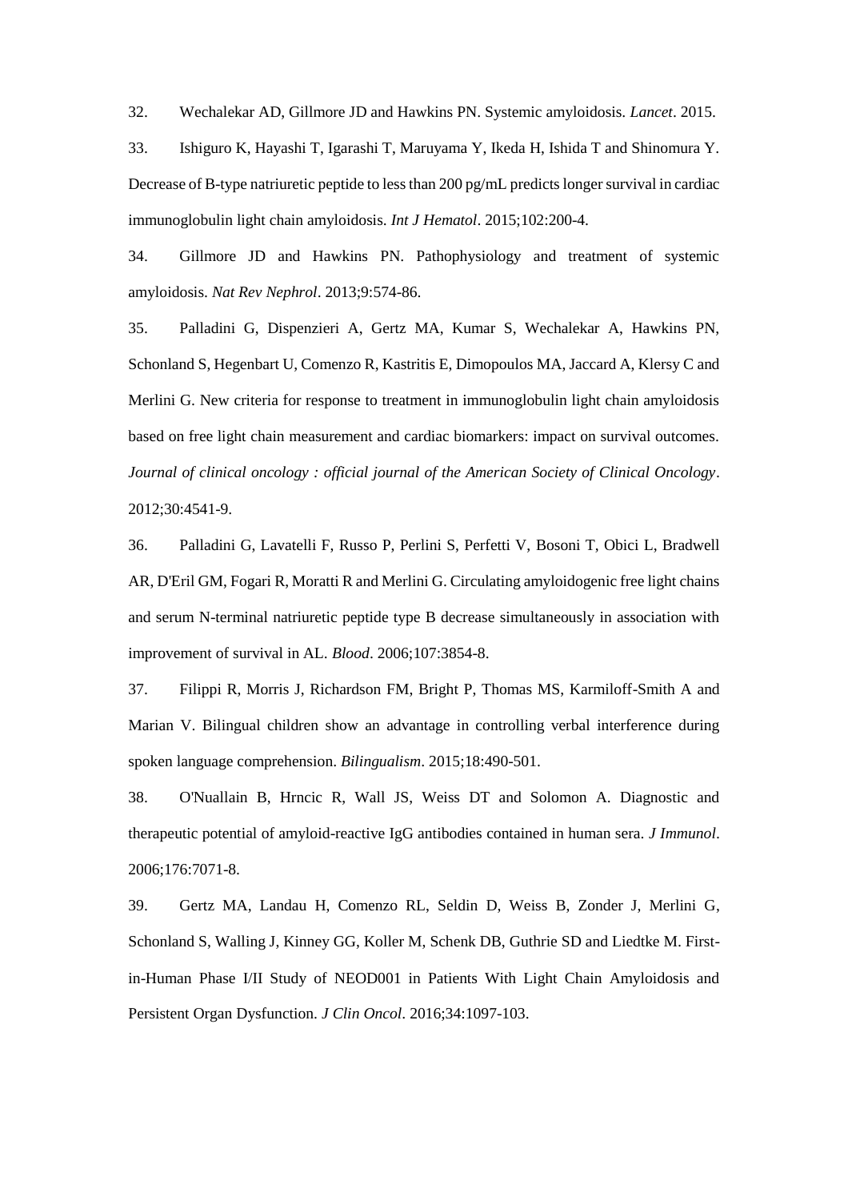32. Wechalekar AD, Gillmore JD and Hawkins PN. Systemic amyloidosis. *Lancet*. 2015.

33. Ishiguro K, Hayashi T, Igarashi T, Maruyama Y, Ikeda H, Ishida T and Shinomura Y. Decrease of B-type natriuretic peptide to less than 200 pg/mL predicts longer survival in cardiac immunoglobulin light chain amyloidosis. *Int J Hematol*. 2015;102:200-4.

34. Gillmore JD and Hawkins PN. Pathophysiology and treatment of systemic amyloidosis. *Nat Rev Nephrol*. 2013;9:574-86.

35. Palladini G, Dispenzieri A, Gertz MA, Kumar S, Wechalekar A, Hawkins PN, Schonland S, Hegenbart U, Comenzo R, Kastritis E, Dimopoulos MA, Jaccard A, Klersy C and Merlini G. New criteria for response to treatment in immunoglobulin light chain amyloidosis based on free light chain measurement and cardiac biomarkers: impact on survival outcomes. *Journal of clinical oncology : official journal of the American Society of Clinical Oncology*. 2012;30:4541-9.

36. Palladini G, Lavatelli F, Russo P, Perlini S, Perfetti V, Bosoni T, Obici L, Bradwell AR, D'Eril GM, Fogari R, Moratti R and Merlini G. Circulating amyloidogenic free light chains and serum N-terminal natriuretic peptide type B decrease simultaneously in association with improvement of survival in AL. *Blood*. 2006;107:3854-8.

37. Filippi R, Morris J, Richardson FM, Bright P, Thomas MS, Karmiloff-Smith A and Marian V. Bilingual children show an advantage in controlling verbal interference during spoken language comprehension. *Bilingualism*. 2015;18:490-501.

38. O'Nuallain B, Hrncic R, Wall JS, Weiss DT and Solomon A. Diagnostic and therapeutic potential of amyloid-reactive IgG antibodies contained in human sera. *J Immunol*. 2006;176:7071-8.

39. Gertz MA, Landau H, Comenzo RL, Seldin D, Weiss B, Zonder J, Merlini G, Schonland S, Walling J, Kinney GG, Koller M, Schenk DB, Guthrie SD and Liedtke M. First-in-Human Phase I/II Study of NEOD001 in Patients With Light Chain Amyloidosis and Persistent Organ Dysfunction. *J Clin Oncol*. 2016;34:1097-103.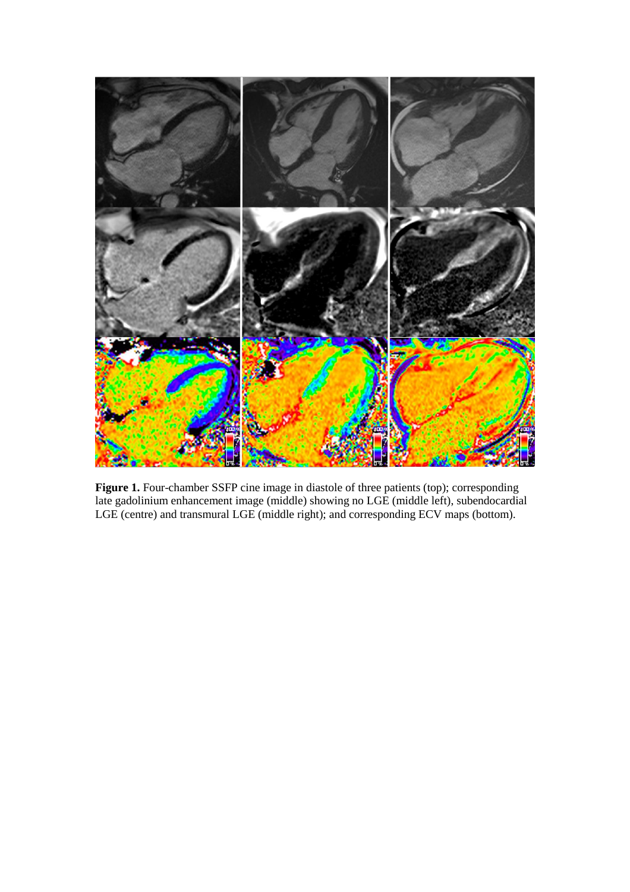**Figure 1.** Four-chamber SSFP cine image in diastole of three patients (top); corresponding late gadolinium enhancement image (middle) showing no LGE (middle left), subendocardial LGE (centre) and transmural LGE (middle right); and corresponding ECV maps (bottom).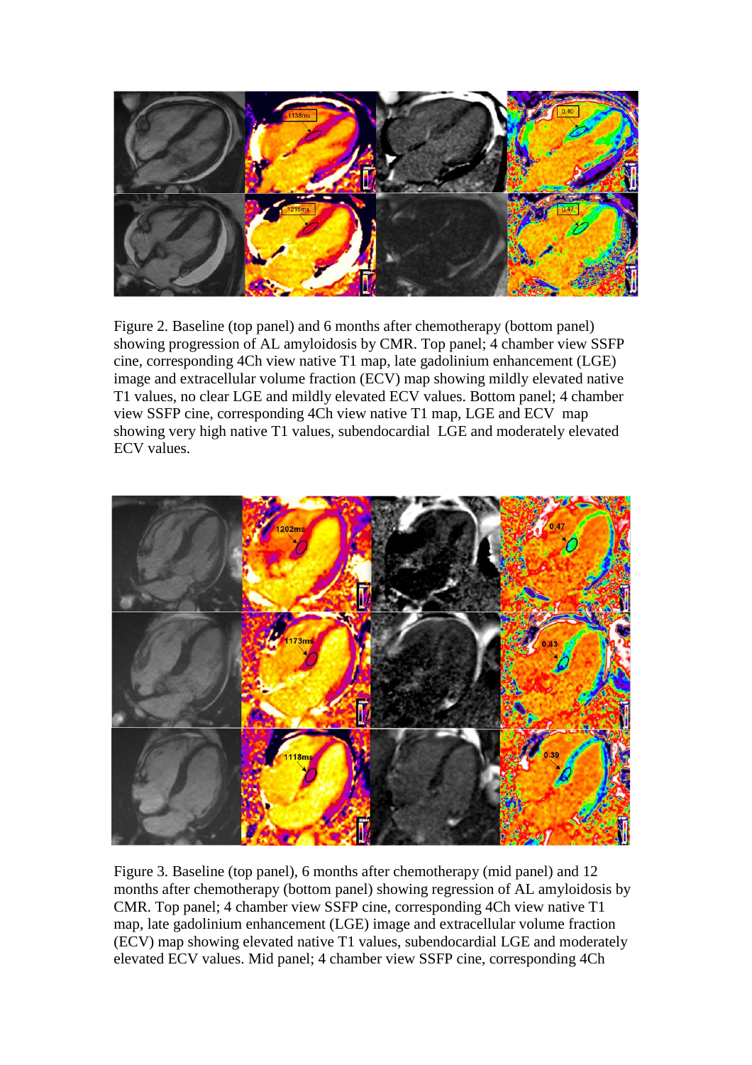Figure 2. Baseline (top panel) and 6 months after chemotherapy (bottom panel) showing progression of AL amyloidosis by CMR. Top panel; 4 chamber view SSFP cine, corresponding 4Ch view native T1 map, late gadolinium enhancement (LGE) image and extracellular volume fraction (ECV) map showing mildly elevated native T1 values, no clear LGE and mildly elevated ECV values. Bottom panel; 4 chamber view SSFP cine, corresponding 4Ch view native T1 map, LGE and ECV map showing very high native T1 values, subendocardial LGE and moderately elevated ECV values.

Figure 3. Baseline (top panel), 6 months after chemotherapy (mid panel) and 12 months after chemotherapy (bottom panel) showing regression of AL amyloidosis by CMR. Top panel; 4 chamber view SSFP cine, corresponding 4Ch view native T1 map, late gadolinium enhancement (LGE) image and extracellular volume fraction (ECV) map showing elevated native T1 values, subendocardial LGE and moderately elevated ECV values. Mid panel; 4 chamber view SSFP cine, corresponding 4Ch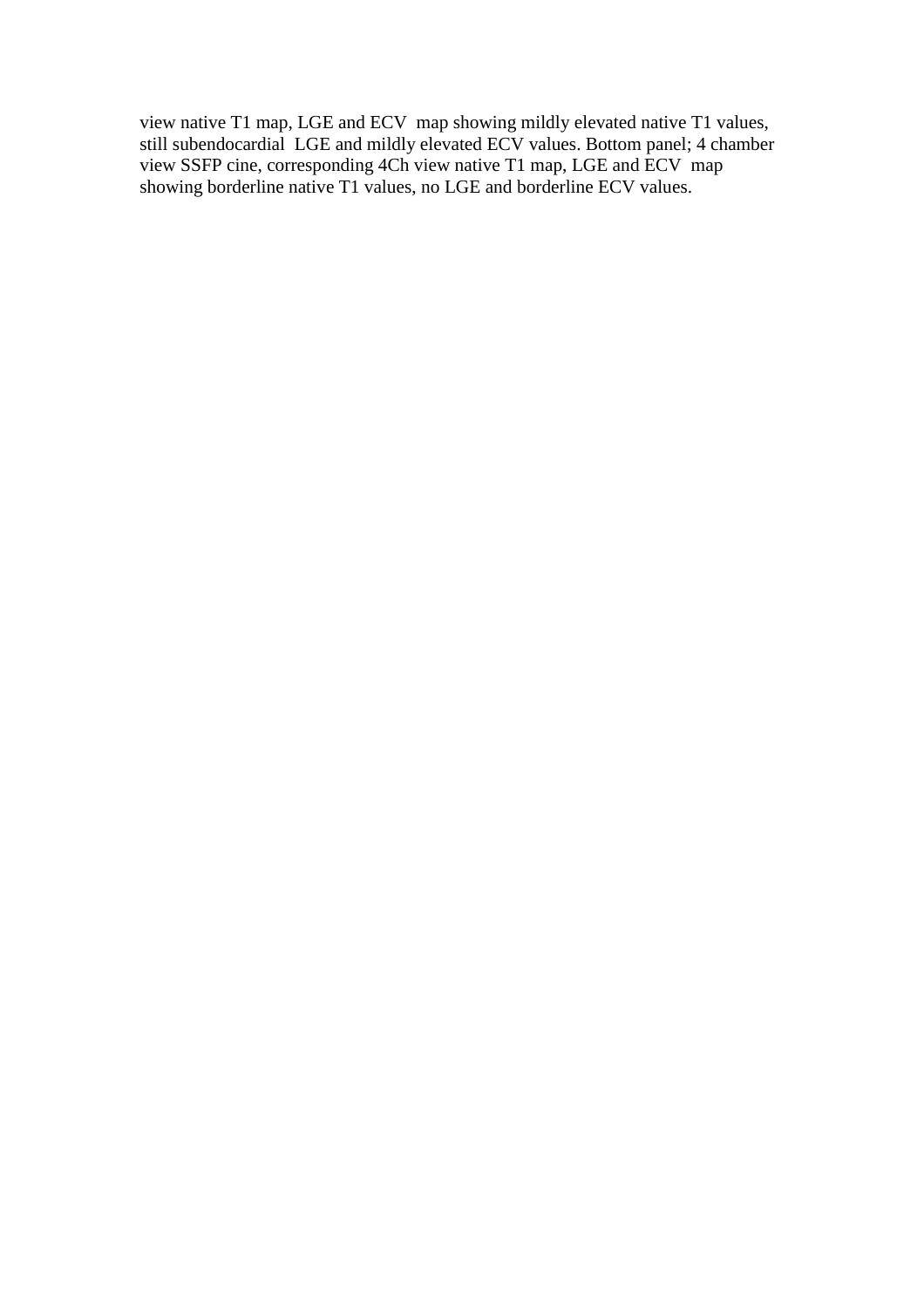view native T1 map, LGE and ECV map showing mildly elevated native T1 values, still subendocardial LGE and mildly elevated ECV values. Bottom panel; 4 chamber view SSFP cine, corresponding 4Ch view native T1 map, LGE and ECV map showing borderline native T1 values, no LGE and borderline ECV values.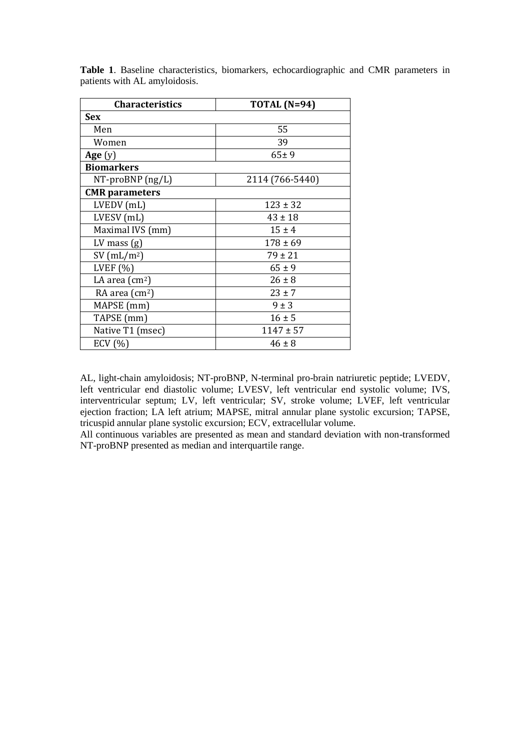**Table 1**. Baseline characteristics, biomarkers, echocardiographic and CMR parameters in patients with AL amyloidosis.

| Characteristics | TOTAL (N=94) |
|---|---|
| **Sex** | |
| Men | 55 |
| Women | 39 |
| **Age** (y) | 65± 9 |
| **Biomarkers** | |
| NT-proBNP (ng/L) | 2114 (766-5440) |
| **CMR parameters** | |
| LVEDV (mL) | 123 ± 32 |
| LVESV (mL) | 43 ± 18 |
| Maximal IVS (mm) | 15 ± 4 |
| LV mass (g) | 178 ± 69 |
| SV ($mL/m^2$) | 79 ± 21 |
| LVEF (%) | 65 ± 9 |
| LA area ($cm^2$) | 26 ± 8 |
| RA area ($cm^2$) | 23 ± 7 |
| MAPSE (mm) | 9 ± 3 |
| TAPSE (mm) | 16 ± 5 |
| Native T1 (msec) | 1147 ± 57 |
| ECV (%) | 46 ± 8 |

AL, light-chain amyloidosis; NT-proBNP, N-terminal pro-brain natriuretic peptide; LVEDV, left ventricular end diastolic volume; LVESV, left ventricular end systolic volume; IVS, interventricular septum; LV, left ventricular; SV, stroke volume; LVEF, left ventricular ejection fraction; LA left atrium; MAPSE, mitral annular plane systolic excursion; TAPSE, tricuspid annular plane systolic excursion; ECV, extracellular volume.

All continuous variables are presented as mean and standard deviation with non-transformed NT-proBNP presented as median and interquartile range.